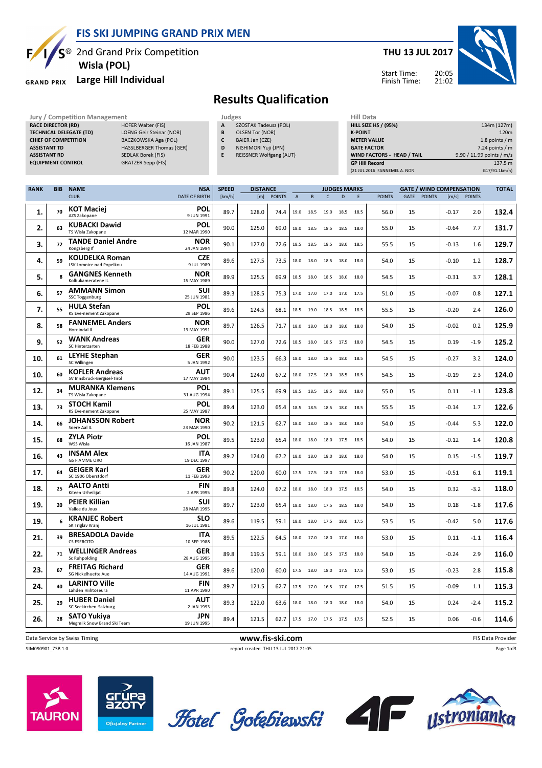# FIS SKI JUMPING GRAND PRIX MEN

2nd Grand Prix Competition
**Wisla (POL)**
**Large Hill Individual**

**THU 13 JUL 2017**

Start Time: 20:05
Finish Time: 21:02

## Results Qualification

| Jury / Competition Management | |
|---|---|
| RACE DIRECTOR (RD) | HOFER Walter (FIS) |
| TECHNICAL DELEGATE (TD) | LOENG Geir Steinar (NOR) |
| CHIEF OF COMPETITION | BACZKOWSKA Aga (POL) |
| ASSISTANT TD | HASSLBERGER Thomas (GER) |
| ASSISTANT RD | SEDLAK Borek (FIS) |
| EQUIPMENT CONTROL | GRATZER Sepp (FIS) |

| Judges | |
|---|---|
| A | SZOSTAK Tadeusz (POL) |
| B | OLSEN Tor (NOR) |
| C | BAIER Jan (CZE) |
| D | NISHIMORI Yuji (JPN) |
| E | REISSNER Wolfgang (AUT) |

| Hill Data | |
|---|---|
| HILL SIZE HS / (95%) | 134m (127m) |
| K-POINT | 120m |
| METER VALUE | 1.8 points / m |
| GATE FACTOR | 7.24 points / m |
| WIND FACTORS - HEAD / TAIL | 9.90 / 11.99 points / m/s |
| GP Hill Record | 137.5 m |
| (21 JUL 2016 FANNEMEL A. NOR | G17/91.1km/h) |

| RANK | BIB | NAME / CLUB | NSA / DATE OF BIRTH | SPEED [km/h] | DISTANCE [m] | DISTANCE POINTS | A | B | C | D | E | JUDGES POINTS | GATE | GATE POINTS | WIND [m/s] | WIND POINTS | TOTAL |
|---|---|---|---|---|---|---|---|---|---|---|---|---|---|---|---|---|---|
| 1. | 70 | KOT Maciej / AZS Zakopane | POL / 9 JUN 1991 | 89.7 | 128.0 | 74.4 | 19.0 | 18.5 | 19.0 | 18.5 | 18.5 | 56.0 | 15 | | -0.17 | 2.0 | 132.4 |
| 2. | 63 | KUBACKI Dawid / TS Wisla Zakopane | POL / 12 MAR 1990 | 90.0 | 125.0 | 69.0 | 18.0 | 18.5 | 18.5 | 18.5 | 18.0 | 55.0 | 15 | | -0.64 | 7.7 | 131.7 |
| 3. | 72 | TANDE Daniel Andre / Kongsberg If | NOR / 24 JAN 1994 | 90.1 | 127.0 | 72.6 | 18.5 | 18.5 | 18.5 | 18.0 | 18.5 | 55.5 | 15 | | -0.13 | 1.6 | 129.7 |
| 4. | 59 | KOUDELKA Roman / LSK Lomnice nad Popelkou | CZE / 9 JUL 1989 | 89.6 | 127.5 | 73.5 | 18.0 | 18.0 | 18.5 | 18.0 | 18.0 | 54.0 | 15 | | -0.10 | 1.2 | 128.7 |
| 5. | 8 | GANGNES Kenneth / Kolbukameratene IL | NOR / 15 MAY 1989 | 89.9 | 125.5 | 69.9 | 18.5 | 18.0 | 18.5 | 18.0 | 18.0 | 54.5 | 15 | | -0.31 | 3.7 | 128.1 |
| 6. | 57 | AMMANN Simon / SSC Toggenburg | SUI / 25 JUN 1981 | 89.3 | 128.5 | 75.3 | 17.0 | 17.0 | 17.0 | 17.0 | 17.5 | 51.0 | 15 | | -0.07 | 0.8 | 127.1 |
| 7. | 55 | HULA Stefan / KS Eve-nement Zakopane | POL / 29 SEP 1986 | 89.6 | 124.5 | 68.1 | 18.5 | 19.0 | 18.5 | 18.5 | 18.5 | 55.5 | 15 | | -0.20 | 2.4 | 126.0 |
| 8. | 58 | FANNEMEL Anders / Hornindal Il | NOR / 13 MAY 1991 | 89.7 | 126.5 | 71.7 | 18.0 | 18.0 | 18.0 | 18.0 | 18.0 | 54.0 | 15 | | -0.02 | 0.2 | 125.9 |
| 9. | 52 | WANK Andreas / SC Hinterzarten | GER / 18 FEB 1988 | 90.0 | 127.0 | 72.6 | 18.5 | 18.0 | 18.5 | 17.5 | 18.0 | 54.5 | 15 | | 0.19 | -1.9 | 125.2 |
| 10. | 61 | LEYHE Stephan / SC Willingen | GER / 5 JAN 1992 | 90.0 | 123.5 | 66.3 | 18.0 | 18.0 | 18.5 | 18.0 | 18.5 | 54.5 | 15 | | -0.27 | 3.2 | 124.0 |
| 10. | 60 | KOFLER Andreas / SV Innsbruck-Bergisel-Tirol | AUT / 17 MAY 1984 | 90.4 | 124.0 | 67.2 | 18.0 | 17.5 | 18.0 | 18.5 | 18.5 | 54.5 | 15 | | -0.19 | 2.3 | 124.0 |
| 12. | 34 | MURANKA Klemens / TS Wisla Zakopane | POL / 31 AUG 1994 | 89.1 | 125.5 | 69.9 | 18.5 | 18.5 | 18.5 | 18.0 | 18.0 | 55.0 | 15 | | 0.11 | -1.1 | 123.8 |
| 13. | 73 | STOCH Kamil / KS Eve-nement Zakopane | POL / 25 MAY 1987 | 89.4 | 123.0 | 65.4 | 18.5 | 18.5 | 18.5 | 18.0 | 18.5 | 55.5 | 15 | | -0.14 | 1.7 | 122.6 |
| 14. | 66 | JOHANSSON Robert / Soere Aal IL | NOR / 23 MAR 1990 | 90.2 | 121.5 | 62.7 | 18.0 | 18.0 | 18.5 | 18.0 | 18.0 | 54.0 | 15 | | -0.44 | 5.3 | 122.0 |
| 15. | 68 | ZYLA Piotr / WSS Wisla | POL / 16 JAN 1987 | 89.5 | 123.0 | 65.4 | 18.0 | 18.0 | 18.0 | 17.5 | 18.5 | 54.0 | 15 | | -0.12 | 1.4 | 120.8 |
| 16. | 43 | INSAM Alex / GS FIAMME ORO | ITA / 19 DEC 1997 | 89.2 | 124.0 | 67.2 | 18.0 | 18.0 | 18.0 | 18.0 | 18.0 | 54.0 | 15 | | 0.15 | -1.5 | 119.7 |
| 17. | 64 | GEIGER Karl / SC 1906 Oberstdorf | GER / 11 FEB 1993 | 90.2 | 120.0 | 60.0 | 17.5 | 17.5 | 18.0 | 17.5 | 18.0 | 53.0 | 15 | | -0.51 | 6.1 | 119.1 |
| 18. | 25 | AALTO Antti / Kiteen Urheilijat | FIN / 2 APR 1995 | 89.8 | 124.0 | 67.2 | 18.0 | 18.0 | 18.0 | 17.5 | 18.5 | 54.0 | 15 | | 0.32 | -3.2 | 118.0 |
| 19. | 20 | PEIER Killian / Vallee du Joux | SUI / 28 MAR 1995 | 89.7 | 123.0 | 65.4 | 18.0 | 18.0 | 17.5 | 18.5 | 18.0 | 54.0 | 15 | | 0.18 | -1.8 | 117.6 |
| 19. | 6 | KRANJEC Robert / SK Triglav Kranj | SLO / 16 JUL 1981 | 89.6 | 119.5 | 59.1 | 18.0 | 18.0 | 17.5 | 18.0 | 17.5 | 53.5 | 15 | | -0.42 | 5.0 | 117.6 |
| 21. | 39 | BRESADOLA Davide / CS ESERCITO | ITA / 10 SEP 1988 | 89.5 | 122.5 | 64.5 | 18.0 | 17.0 | 18.0 | 17.0 | 18.0 | 53.0 | 15 | | 0.11 | -1.1 | 116.4 |
| 22. | 71 | WELLINGER Andreas / Sc Ruhpolding | GER / 28 AUG 1995 | 89.8 | 119.5 | 59.1 | 18.0 | 18.0 | 18.5 | 17.5 | 18.0 | 54.0 | 15 | | -0.24 | 2.9 | 116.0 |
| 23. | 67 | FREITAG Richard / SG Nickelhuette Aue | GER / 14 AUG 1991 | 89.6 | 120.0 | 60.0 | 17.5 | 18.0 | 18.0 | 17.5 | 17.5 | 53.0 | 15 | | -0.23 | 2.8 | 115.8 |
| 24. | 40 | LARINTO Ville / Lahden Hiihtoseura | FIN / 11 APR 1990 | 89.7 | 121.5 | 62.7 | 17.5 | 17.0 | 16.5 | 17.0 | 17.5 | 51.5 | 15 | | -0.09 | 1.1 | 115.3 |
| 25. | 29 | HUBER Daniel / SC Seekirchen-Salzburg | AUT / 2 JAN 1993 | 89.3 | 122.0 | 63.6 | 18.0 | 18.0 | 18.0 | 18.0 | 18.0 | 54.0 | 15 | | 0.24 | -2.4 | 115.2 |
| 26. | 28 | SATO Yukiya / Megmilk Snow Brand Ski Team | JPN / 19 JUN 1995 | 89.4 | 121.5 | 62.7 | 17.5 | 17.0 | 17.5 | 17.5 | 17.5 | 52.5 | 15 | | 0.06 | -0.6 | 114.6 |

Data Service by Swiss Timing | www.fis-ski.com | FIS Data Provider

SJM090901_73B 1.0 | report created THU 13 JUL 2017 21:05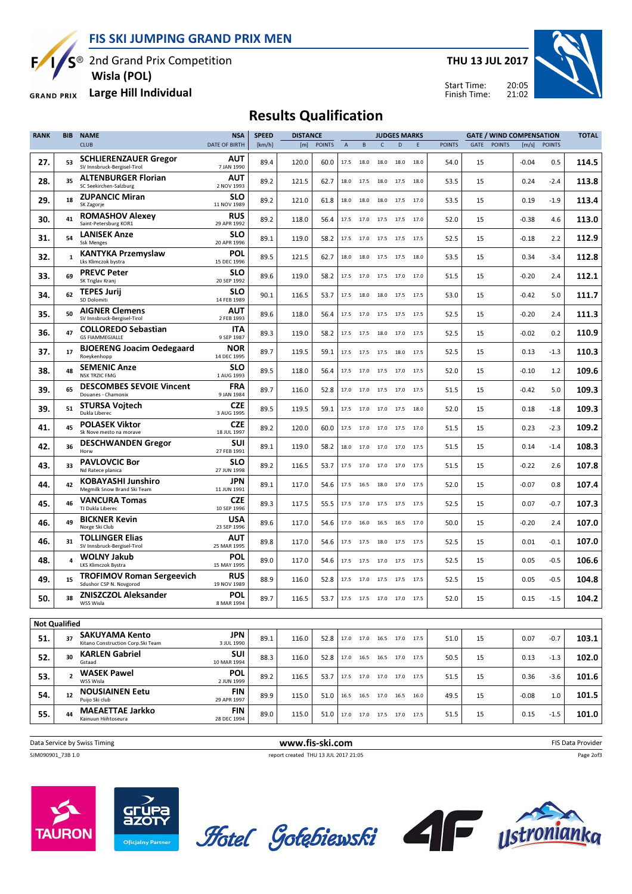# FIS SKI JUMPING GRAND PRIX MEN

2nd Grand Prix Competition
**Wisla (POL)**
**Large Hill Individual**

**THU 13 JUL 2017**

Start Time: 20:05
Finish Time: 21:02

## Results Qualification

| RANK | BIB | NAME / CLUB | NSA / DATE OF BIRTH | SPEED [km/h] | DISTANCE [m] | DISTANCE POINTS | A | B | C | D | E | JUDGES POINTS | GATE | GATE POINTS | WIND [m/s] | WIND POINTS | TOTAL |
|---|---|---|---|---|---|---|---|---|---|---|---|---|---|---|---|---|---|
| 27. | 53 | **SCHLIERENZAUER Gregor** SV Innsbruck-Bergisel-Tirol | AUT 7 JAN 1990 | 89.4 | 120.0 | 60.0 | 17.5 | 18.0 | 18.0 | 18.0 | 18.0 | 54.0 | 15 | | -0.04 | 0.5 | 114.5 |
| 28. | 35 | **ALTENBURGER Florian** SC Seekirchen-Salzburg | AUT 2 NOV 1993 | 89.2 | 121.5 | 62.7 | 18.0 | 17.5 | 18.0 | 17.5 | 18.0 | 53.5 | 15 | | 0.24 | -2.4 | 113.8 |
| 29. | 18 | **ZUPANCIC Miran** SK Zagorje | SLO 11 NOV 1989 | 89.2 | 121.0 | 61.8 | 18.0 | 18.0 | 18.0 | 17.5 | 17.0 | 53.5 | 15 | | 0.19 | -1.9 | 113.4 |
| 30. | 41 | **ROMASHOV Alexey** Saint-Petersburg KOR1 | RUS 29 APR 1992 | 89.2 | 118.0 | 56.4 | 17.5 | 17.0 | 17.5 | 17.5 | 17.0 | 52.0 | 15 | | -0.38 | 4.6 | 113.0 |
| 31. | 54 | **LANISEK Anze** Ssk Menges | SLO 20 APR 1996 | 89.1 | 119.0 | 58.2 | 17.5 | 17.0 | 17.5 | 17.5 | 17.5 | 52.5 | 15 | | -0.18 | 2.2 | 112.9 |
| 32. | 1 | **KANTYKA Przemyslaw** Lks Klimczok bystra | POL 15 DEC 1996 | 89.5 | 121.5 | 62.7 | 18.0 | 18.0 | 17.5 | 17.5 | 18.0 | 53.5 | 15 | | 0.34 | -3.4 | 112.8 |
| 33. | 69 | **PREVC Peter** SK Triglav Kranj | SLO 20 SEP 1992 | 89.6 | 119.0 | 58.2 | 17.5 | 17.0 | 17.5 | 17.0 | 17.0 | 51.5 | 15 | | -0.20 | 2.4 | 112.1 |
| 34. | 62 | **TEPES Jurij** SD Dolomiti | SLO 14 FEB 1989 | 90.1 | 116.5 | 53.7 | 17.5 | 18.0 | 18.0 | 17.5 | 17.5 | 53.0 | 15 | | -0.42 | 5.0 | 111.7 |
| 35. | 50 | **AIGNER Clemens** SV Innsbruck-Bergisel-Tirol | AUT 2 FEB 1993 | 89.6 | 118.0 | 56.4 | 17.5 | 17.0 | 17.5 | 17.5 | 17.5 | 52.5 | 15 | | -0.20 | 2.4 | 111.3 |
| 36. | 47 | **COLLOREDO Sebastian** GS FIAMMEGIALLE | ITA 9 SEP 1987 | 89.3 | 119.0 | 58.2 | 17.5 | 17.5 | 18.0 | 17.0 | 17.5 | 52.5 | 15 | | -0.02 | 0.2 | 110.9 |
| 37. | 17 | **BJOERENG Joacim Oedegaard** Roeykenhopp | NOR 14 DEC 1995 | 89.7 | 119.5 | 59.1 | 17.5 | 17.5 | 17.5 | 18.0 | 17.5 | 52.5 | 15 | | 0.13 | -1.3 | 110.3 |
| 38. | 48 | **SEMENIC Anze** NSK TRZIC FMG | SLO 1 AUG 1993 | 89.5 | 118.0 | 56.4 | 17.5 | 17.0 | 17.5 | 17.0 | 17.5 | 52.0 | 15 | | -0.10 | 1.2 | 109.6 |
| 39. | 65 | **DESCOMBES SEVOIE Vincent** Douanes - Chamonix | FRA 9 JAN 1984 | 89.7 | 116.0 | 52.8 | 17.0 | 17.0 | 17.5 | 17.0 | 17.5 | 51.5 | 15 | | -0.42 | 5.0 | 109.3 |
| 39. | 51 | **STURSA Vojtech** Dukla Liberec | CZE 3 AUG 1995 | 89.5 | 119.5 | 59.1 | 17.5 | 17.0 | 17.0 | 17.5 | 18.0 | 52.0 | 15 | | 0.18 | -1.8 | 109.3 |
| 41. | 45 | **POLASEK Viktor** Sk Nove mesto na morave | CZE 18 JUL 1997 | 89.2 | 120.0 | 60.0 | 17.5 | 17.0 | 17.0 | 17.5 | 17.0 | 51.5 | 15 | | 0.23 | -2.3 | 109.2 |
| 42. | 36 | **DESCHWANDEN Gregor** Horw | SUI 27 FEB 1991 | 89.1 | 119.0 | 58.2 | 18.0 | 17.0 | 17.0 | 17.0 | 17.5 | 51.5 | 15 | | 0.14 | -1.4 | 108.3 |
| 43. | 33 | **PAVLOVCIC Bor** Nd Ratece planica | SLO 27 JUN 1998 | 89.2 | 116.5 | 53.7 | 17.5 | 17.0 | 17.0 | 17.0 | 17.5 | 51.5 | 15 | | -0.22 | 2.6 | 107.8 |
| 44. | 42 | **KOBAYASHI Junshiro** Megmilk Snow Brand Ski Team | JPN 11 JUN 1991 | 89.1 | 117.0 | 54.6 | 17.5 | 16.5 | 18.0 | 17.0 | 17.5 | 52.0 | 15 | | -0.07 | 0.8 | 107.4 |
| 45. | 46 | **VANCURA Tomas** TJ Dukla Liberec | CZE 10 SEP 1996 | 89.3 | 117.5 | 55.5 | 17.5 | 17.0 | 17.5 | 17.5 | 17.5 | 52.5 | 15 | | 0.07 | -0.7 | 107.3 |
| 46. | 49 | **BICKNER Kevin** Norge Ski Club | USA 23 SEP 1996 | 89.6 | 117.0 | 54.6 | 17.0 | 16.0 | 16.5 | 16.5 | 17.0 | 50.0 | 15 | | -0.20 | 2.4 | 107.0 |
| 46. | 31 | **TOLLINGER Elias** SV Innsbruck-Bergisel-Tirol | AUT 25 MAR 1995 | 89.8 | 117.0 | 54.6 | 17.5 | 17.5 | 18.0 | 17.5 | 17.5 | 52.5 | 15 | | 0.01 | -0.1 | 107.0 |
| 48. | 4 | **WOLNY Jakub** LKS Klimczok Bystra | POL 15 MAY 1995 | 89.0 | 117.0 | 54.6 | 17.5 | 17.5 | 17.0 | 17.5 | 17.5 | 52.5 | 15 | | 0.05 | -0.5 | 106.6 |
| 49. | 15 | **TROFIMOV Roman Sergeevich** Sdushor CSP N. Novgorod | RUS 19 NOV 1989 | 88.9 | 116.0 | 52.8 | 17.5 | 17.0 | 17.5 | 17.5 | 17.5 | 52.5 | 15 | | 0.05 | -0.5 | 104.8 |
| 50. | 38 | **ZNISZCZOL Aleksander** WSS Wisla | POL 8 MAR 1994 | 89.7 | 116.5 | 53.7 | 17.5 | 17.5 | 17.0 | 17.0 | 17.5 | 52.0 | 15 | | 0.15 | -1.5 | 104.2 |

**Not Qualified**

| RANK | BIB | NAME / CLUB | NSA / DATE OF BIRTH | SPEED [km/h] | DISTANCE [m] | DISTANCE POINTS | A | B | C | D | E | JUDGES POINTS | GATE | GATE POINTS | WIND [m/s] | WIND POINTS | TOTAL |
|---|---|---|---|---|---|---|---|---|---|---|---|---|---|---|---|---|---|
| 51. | 37 | **SAKUYAMA Kento** Kitano Construction Corp.Ski Team | JPN 3 JUL 1990 | 89.1 | 116.0 | 52.8 | 17.0 | 17.0 | 16.5 | 17.0 | 17.5 | 51.0 | 15 | | 0.07 | -0.7 | 103.1 |
| 52. | 30 | **KARLEN Gabriel** Gstaad | SUI 10 MAR 1994 | 88.3 | 116.0 | 52.8 | 17.0 | 16.5 | 16.5 | 17.0 | 17.5 | 50.5 | 15 | | 0.13 | -1.3 | 102.0 |
| 53. | 2 | **WASEK Pawel** WSS Wisla | POL 2 JUN 1999 | 89.2 | 116.5 | 53.7 | 17.5 | 17.0 | 17.0 | 17.0 | 17.5 | 51.5 | 15 | | 0.36 | -3.6 | 101.6 |
| 54. | 12 | **NOUSIAINEN Eetu** Puijo Ski club | FIN 29 APR 1997 | 89.9 | 115.0 | 51.0 | 16.5 | 16.5 | 17.0 | 16.5 | 16.0 | 49.5 | 15 | | -0.08 | 1.0 | 101.5 |
| 55. | 44 | **MAEAETTAE Jarkko** Kainuun Hiihtoseura | FIN 28 DEC 1994 | 89.0 | 115.0 | 51.0 | 17.0 | 17.0 | 17.5 | 17.0 | 17.5 | 51.5 | 15 | | 0.15 | -1.5 | 101.0 |

Data Service by Swiss Timing — www.fis-ski.com — FIS Data Provider

SJM090901_73B 1.0 — report created THU 13 JUL 2017 21:05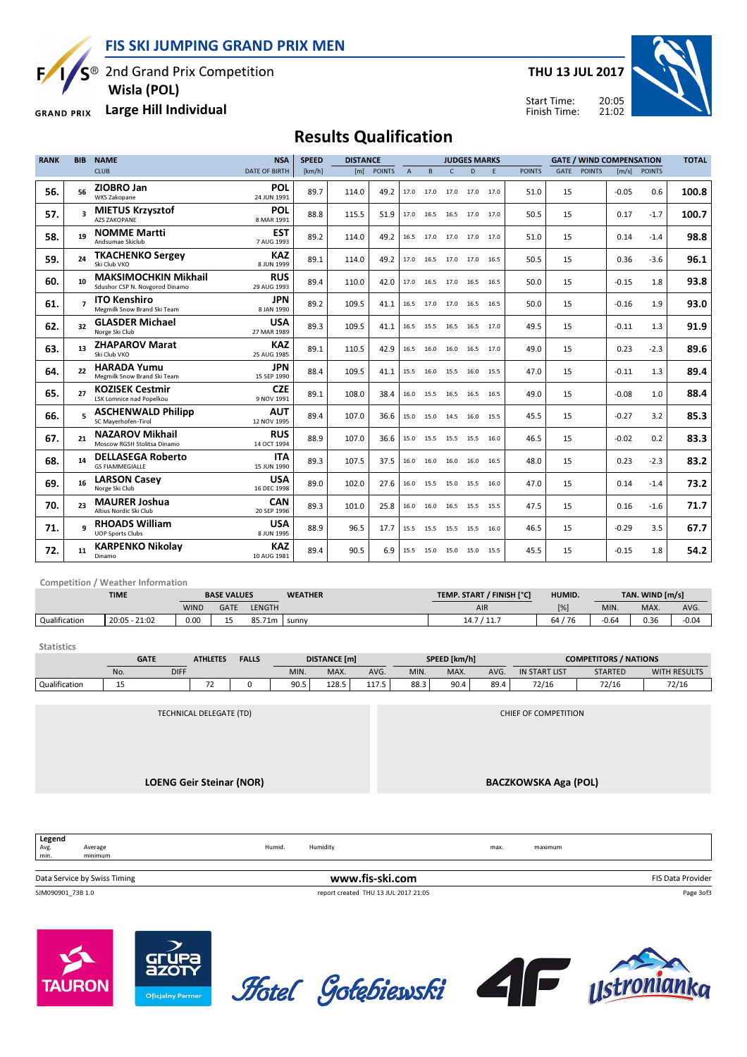# FIS SKI JUMPING GRAND PRIX MEN

2nd Grand Prix Competition
**Wisla (POL)**
**Large Hill Individual**

**THU 13 JUL 2017**

Start Time: 20:05
Finish Time: 21:02

## Results Qualification

| RANK | BIB | NAME / CLUB | NSA / DATE OF BIRTH | SPEED [km/h] | DISTANCE [m] | DISTANCE POINTS | A | B | C | D | E | JUDGES POINTS | GATE | GATE POINTS | WIND [m/s] | WIND POINTS | TOTAL |
|---|---|---|---|---|---|---|---|---|---|---|---|---|---|---|---|---|---|
| 56. | 56 | **ZIOBRO Jan** WKS Zakopane | **POL** 24 JUN 1991 | 89.7 | 114.0 | 49.2 | 17.0 | 17.0 | 17.0 | 17.0 | 17.0 | 51.0 | 15 | | -0.05 | 0.6 | **100.8** |
| 57. | 3 | **MIETUS Krzysztof** AZS ZAKOPANE | **POL** 8 MAR 1991 | 88.8 | 115.5 | 51.9 | 17.0 | 16.5 | 16.5 | 17.0 | 17.0 | 50.5 | 15 | | 0.17 | -1.7 | **100.7** |
| 58. | 19 | **NOMME Martti** Andsumae Skiclub | **EST** 7 AUG 1993 | 89.2 | 114.0 | 49.2 | 16.5 | 17.0 | 17.0 | 17.0 | 17.0 | 51.0 | 15 | | 0.14 | -1.4 | **98.8** |
| 59. | 24 | **TKACHENKO Sergey** Ski Club VKO | **KAZ** 8 JUN 1999 | 89.1 | 114.0 | 49.2 | 17.0 | 16.5 | 17.0 | 17.0 | 16.5 | 50.5 | 15 | | 0.36 | -3.6 | **96.1** |
| 60. | 10 | **MAKSIMOCHKIN Mikhail** Sdushor CSP N. Novgorod Dinamo | **RUS** 29 AUG 1993 | 89.4 | 110.0 | 42.0 | 17.0 | 16.5 | 17.0 | 16.5 | 16.5 | 50.0 | 15 | | -0.15 | 1.8 | **93.8** |
| 61. | 7 | **ITO Kenshiro** Megmilk Snow Brand Ski Team | **JPN** 8 JAN 1990 | 89.2 | 109.5 | 41.1 | 16.5 | 17.0 | 17.0 | 16.5 | 16.5 | 50.0 | 15 | | -0.16 | 1.9 | **93.0** |
| 62. | 32 | **GLASDER Michael** Norge Ski Club | **USA** 27 MAR 1989 | 89.3 | 109.5 | 41.1 | 16.5 | 15.5 | 16.5 | 16.5 | 17.0 | 49.5 | 15 | | -0.11 | 1.3 | **91.9** |
| 63. | 13 | **ZHAPAROV Marat** Ski Club VKO | **KAZ** 25 AUG 1985 | 89.1 | 110.5 | 42.9 | 16.5 | 16.0 | 16.0 | 16.5 | 17.0 | 49.0 | 15 | | 0.23 | -2.3 | **89.6** |
| 64. | 22 | **HARADA Yumu** Megmilk Snow Brand Ski Team | **JPN** 15 SEP 1990 | 88.4 | 109.5 | 41.1 | 15.5 | 16.0 | 15.5 | 16.0 | 15.5 | 47.0 | 15 | | -0.11 | 1.3 | **89.4** |
| 65. | 27 | **KOZISEK Cestmir** LSK Lomnice nad Popelkou | **CZE** 9 NOV 1991 | 89.1 | 108.0 | 38.4 | 16.0 | 15.5 | 16.5 | 16.5 | 16.5 | 49.0 | 15 | | -0.08 | 1.0 | **88.4** |
| 66. | 5 | **ASCHENWALD Philipp** SC Mayerhofen-Tirol | **AUT** 12 NOV 1995 | 89.4 | 107.0 | 36.6 | 15.0 | 15.0 | 14.5 | 16.0 | 15.5 | 45.5 | 15 | | -0.27 | 3.2 | **85.3** |
| 67. | 21 | **NAZAROV Mikhail** Moscow RGSH Stolitsa Dinamo | **RUS** 14 OCT 1994 | 88.9 | 107.0 | 36.6 | 15.0 | 15.5 | 15.5 | 15.5 | 16.0 | 46.5 | 15 | | -0.02 | 0.2 | **83.3** |
| 68. | 14 | **DELLASEGA Roberto** GS FIAMMEGIALLE | **ITA** 15 JUN 1990 | 89.3 | 107.5 | 37.5 | 16.0 | 16.0 | 16.0 | 16.0 | 16.5 | 48.0 | 15 | | 0.23 | -2.3 | **83.2** |
| 69. | 16 | **LARSON Casey** Norge Ski Club | **USA** 16 DEC 1998 | 89.0 | 102.0 | 27.6 | 16.0 | 15.5 | 15.0 | 15.5 | 16.0 | 47.0 | 15 | | 0.14 | -1.4 | **73.2** |
| 70. | 23 | **MAURER Joshua** Altius Nordic Ski Club | **CAN** 20 SEP 1996 | 89.3 | 101.0 | 25.8 | 16.0 | 16.0 | 16.5 | 15.5 | 15.5 | 47.5 | 15 | | 0.16 | -1.6 | **71.7** |
| 71. | 9 | **RHOADS William** UOP Sports Clubs | **USA** 8 JUN 1995 | 88.9 | 96.5 | 17.7 | 15.5 | 15.5 | 15.5 | 15.5 | 16.0 | 46.5 | 15 | | -0.29 | 3.5 | **67.7** |
| 72. | 11 | **KARPENKO Nikolay** Dinamo | **KAZ** 10 AUG 1981 | 89.4 | 90.5 | 6.9 | 15.5 | 15.0 | 15.0 | 15.0 | 15.5 | 45.5 | 15 | | -0.15 | 1.8 | **54.2** |

### Competition / Weather Information

| | TIME | BASE VALUES WIND | BASE VALUES GATE | BASE VALUES LENGTH | WEATHER | TEMP. START / FINISH [°C] AIR | HUMID. [%] | TAN. WIND [m/s] MIN. | MAX. | AVG. |
|---|---|---|---|---|---|---|---|---|---|---|
| Qualification | 20:05 - 21:02 | 0.00 | 15 | 85.71m | sunny | 14.7 / 11.7 | 64 / 76 | -0.64 | 0.36 | -0.04 |

### Statistics

| | GATE No. | GATE DIFF | ATHLETES | FALLS | DISTANCE [m] MIN. | MAX. | AVG. | SPEED [km/h] MIN. | MAX. | AVG. | IN START LIST | STARTED | WITH RESULTS |
|---|---|---|---|---|---|---|---|---|---|---|---|---|---|
| Qualification | 15 | | 72 | 0 | 90.5 | 128.5 | 117.5 | 88.3 | 90.4 | 89.4 | 72/16 | 72/16 | 72/16 |

TECHNICAL DELEGATE (TD): **LOENG Geir Steinar (NOR)**

CHIEF OF COMPETITION: **BACZKOWSKA Aga (POL)**

**Legend**
Avg. Average
min. minimum
Humid. Humidity
max. maximum

Data Service by Swiss Timing — www.fis-ski.com — FIS Data Provider

SJM090901_73B 1.0 — report created THU 13 JUL 2017 21:05